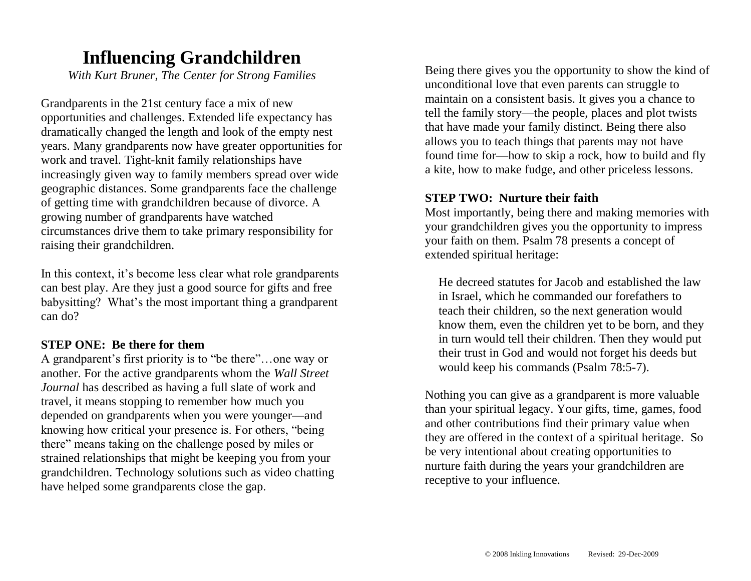# Influencing Grandchildren

*With Kurt Bruner, The Center for Strong Families*

Grandparents in the 21st century face a mix of new opportunities and challenges. Extended life expectancy has dramatically changed the length and look of the empty nest years. Many grandparents now have greater opportunities for work and travel. Tight-knit family relationships have increasingly given way to family members spread over wide geographic distances. Some grandparents face the challenge of getting time with grandchildren because of divorce. A growing number of grandparents have watched circumstances drive them to take primary responsibility for raising their grandchildren.

In this context, it's become less clear what role grandparents can best play. Are they just a good source for gifts and free babysitting? What's the most important thing a grandparent can do?

**STEP ONE: Be there for them**

A grandparent's first priority is to "be there"…one way or another. For the active grandparents whom the *Wall Street Journal* has described as having a full slate of work and travel, it means stopping to remember how much you depended on grandparents when you were younger—and knowing how critical your presence is. For others, "being there" means taking on the challenge posed by miles or strained relationships that might be keeping you from your grandchildren. Technology solutions such as video chatting have helped some grandparents close the gap.

Being there gives you the opportunity to show the kind of unconditional love that even parents can struggle to maintain on a consistent basis. It gives you a chance to tell the family story—the people, places and plot twists that have made your family distinct. Being there also allows you to teach things that parents may not have found time for—how to skip a rock, how to build and fly a kite, how to make fudge, and other priceless lessons.

**STEP TWO: Nurture their faith**

Most importantly, being there and making memories with your grandchildren gives you the opportunity to impress your faith on them. Psalm 78 presents a concept of extended spiritual heritage:

> He decreed statutes for Jacob and established the law in Israel, which he commanded our forefathers to teach their children, so the next generation would know them, even the children yet to be born, and they in turn would tell their children. Then they would put their trust in God and would not forget his deeds but would keep his commands (Psalm 78:5-7).

Nothing you can give as a grandparent is more valuable than your spiritual legacy. Your gifts, time, games, food and other contributions find their primary value when they are offered in the context of a spiritual heritage. So be very intentional about creating opportunities to nurture faith during the years your grandchildren are receptive to your influence.

© 2008 Inkling Innovations Revised: 29-Dec-2009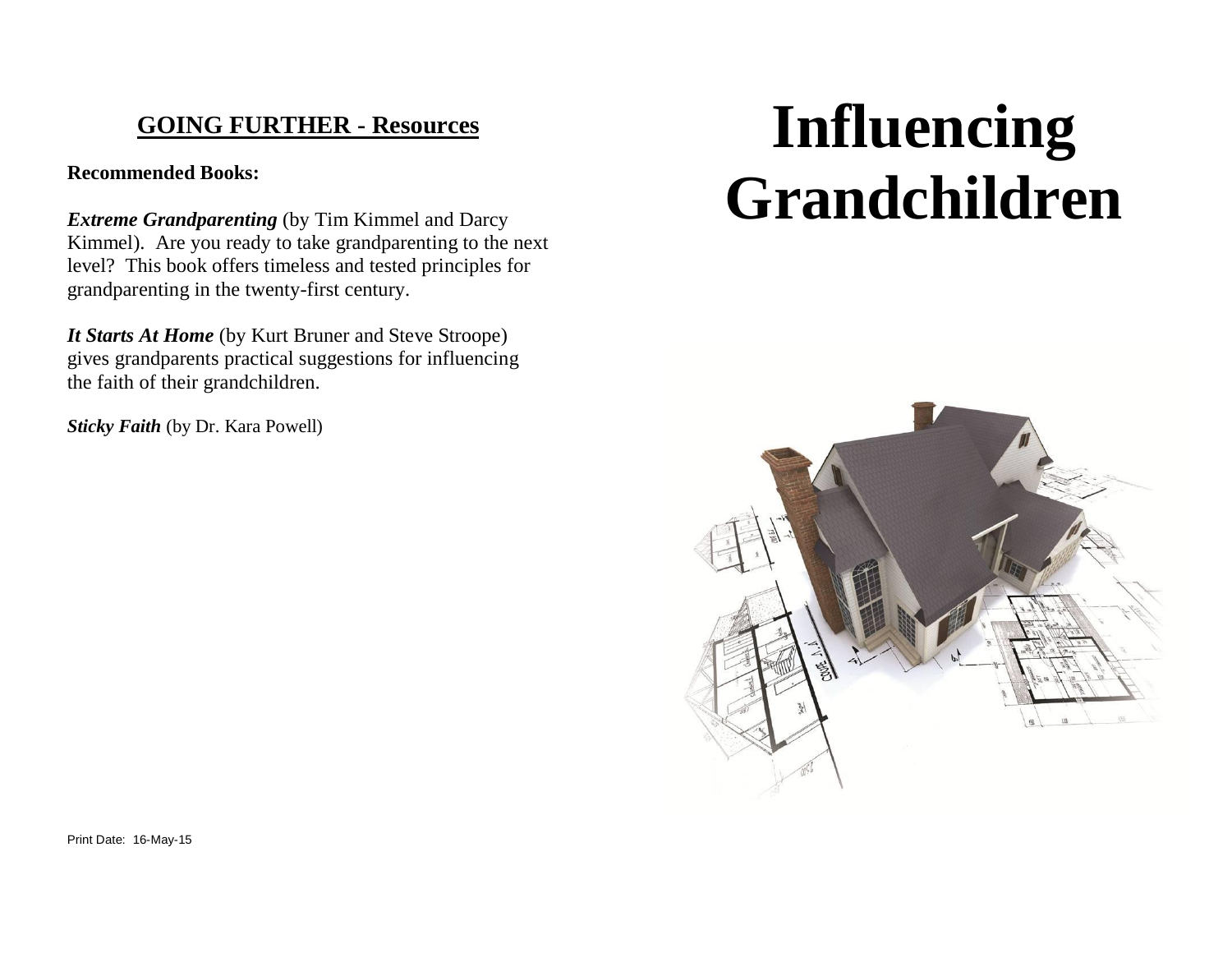## GOING FURTHER - Resources

**Recommended Books:**

***Extreme Grandparenting*** (by Tim Kimmel and Darcy Kimmel). Are you ready to take grandparenting to the next level? This book offers timeless and tested principles for grandparenting in the twenty-first century.

***It Starts At Home*** (by Kurt Bruner and Steve Stroope) gives grandparents practical suggestions for influencing the faith of their grandchildren.

***Sticky Faith*** (by Dr. Kara Powell)

Print Date: 16-May-15

# Influencing Grandchildren